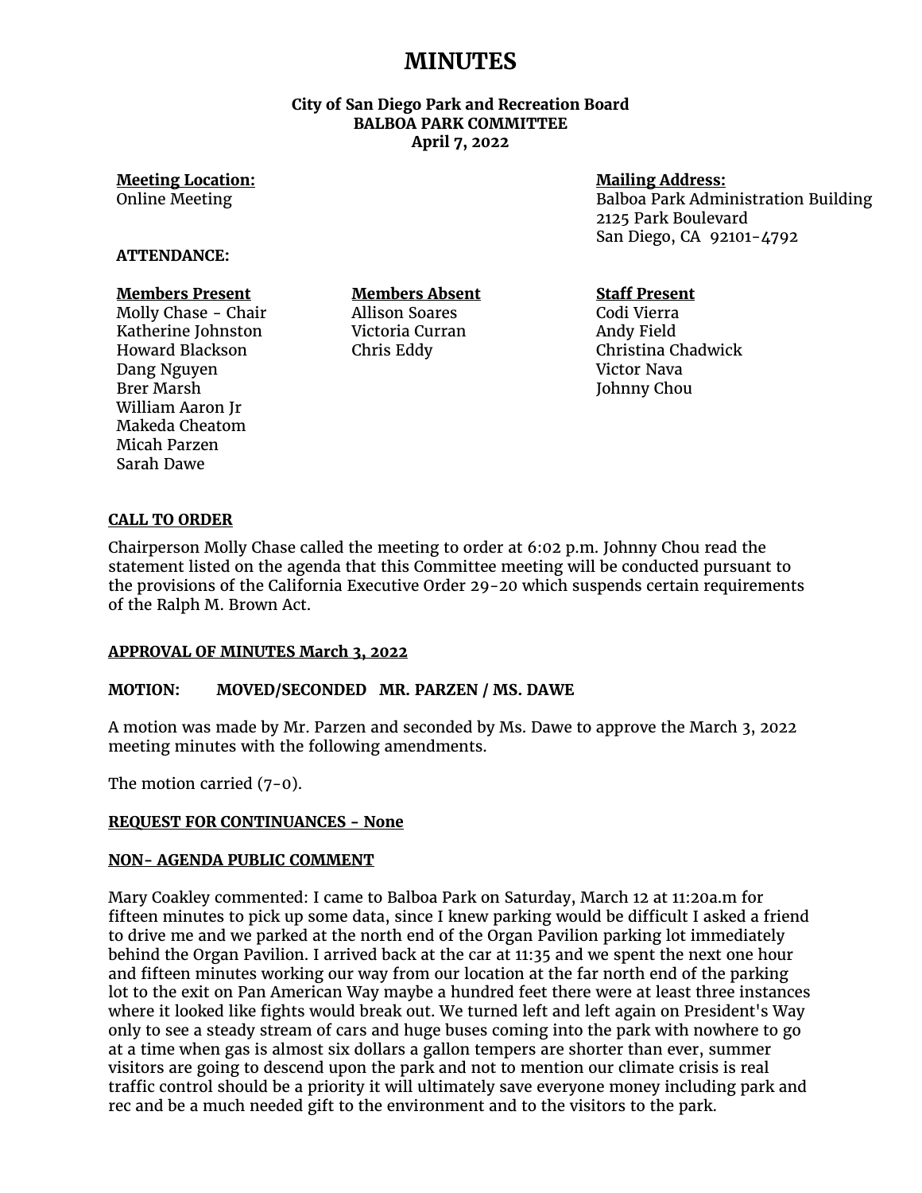# MINUTES

**City of San Diego Park and Recreation Board**
**BALBOA PARK COMMITTEE**
**April 7, 2022**

**Meeting Location:**
Online Meeting

**Mailing Address:**
Balboa Park Administration Building
2125 Park Boulevard
San Diego, CA 92101-4792

**ATTENDANCE:**

| Members Present | Members Absent | Staff Present |
|---|---|---|
| Molly Chase - Chair | Allison Soares | Codi Vierra |
| Katherine Johnston | Victoria Curran | Andy Field |
| Howard Blackson | Chris Eddy | Christina Chadwick |
| Dang Nguyen | | Victor Nava |
| Brer Marsh | | Johnny Chou |
| William Aaron Jr | | |
| Makeda Cheatom | | |
| Micah Parzen | | |
| Sarah Dawe | | |

**CALL TO ORDER**

Chairperson Molly Chase called the meeting to order at 6:02 p.m. Johnny Chou read the statement listed on the agenda that this Committee meeting will be conducted pursuant to the provisions of the California Executive Order 29-20 which suspends certain requirements of the Ralph M. Brown Act.

**APPROVAL OF MINUTES March 3, 2022**

**MOTION: MOVED/SECONDED MR. PARZEN / MS. DAWE**

A motion was made by Mr. Parzen and seconded by Ms. Dawe to approve the March 3, 2022 meeting minutes with the following amendments.

The motion carried (7-0).

**REQUEST FOR CONTINUANCES - None**

**NON- AGENDA PUBLIC COMMENT**

Mary Coakley commented: I came to Balboa Park on Saturday, March 12 at 11:20a.m for fifteen minutes to pick up some data, since I knew parking would be difficult I asked a friend to drive me and we parked at the north end of the Organ Pavilion parking lot immediately behind the Organ Pavilion. I arrived back at the car at 11:35 and we spent the next one hour and fifteen minutes working our way from our location at the far north end of the parking lot to the exit on Pan American Way maybe a hundred feet there were at least three instances where it looked like fights would break out. We turned left and left again on President's Way only to see a steady stream of cars and huge buses coming into the park with nowhere to go at a time when gas is almost six dollars a gallon tempers are shorter than ever, summer visitors are going to descend upon the park and not to mention our climate crisis is real traffic control should be a priority it will ultimately save everyone money including park and rec and be a much needed gift to the environment and to the visitors to the park.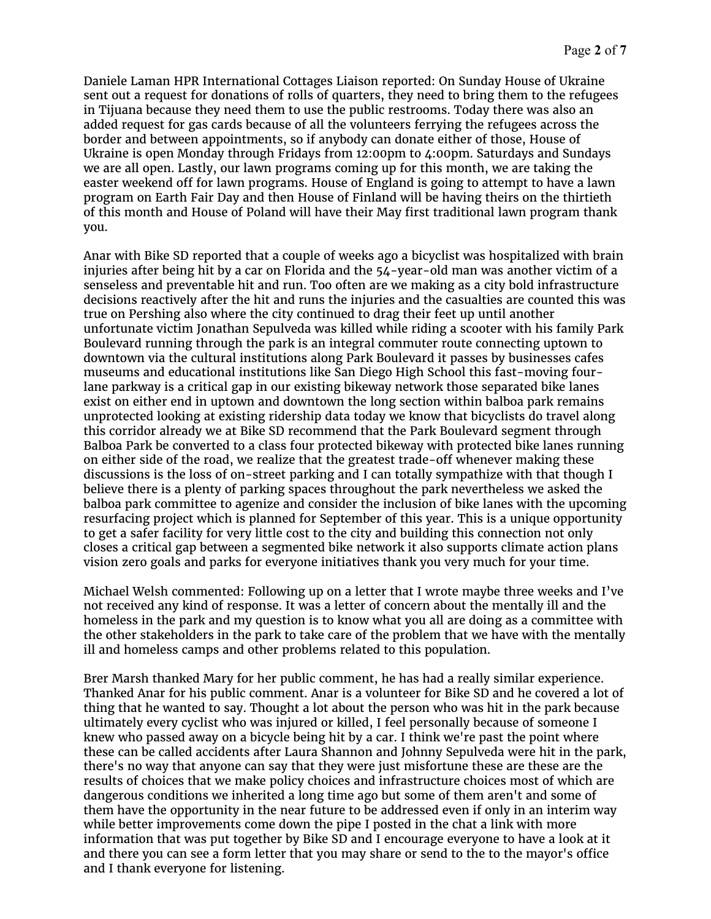Daniele Laman HPR International Cottages Liaison reported: On Sunday House of Ukraine sent out a request for donations of rolls of quarters, they need to bring them to the refugees in Tijuana because they need them to use the public restrooms. Today there was also an added request for gas cards because of all the volunteers ferrying the refugees across the border and between appointments, so if anybody can donate either of those, House of Ukraine is open Monday through Fridays from 12:00pm to 4:00pm. Saturdays and Sundays we are all open. Lastly, our lawn programs coming up for this month, we are taking the easter weekend off for lawn programs. House of England is going to attempt to have a lawn program on Earth Fair Day and then House of Finland will be having theirs on the thirtieth of this month and House of Poland will have their May first traditional lawn program thank you.

Anar with Bike SD reported that a couple of weeks ago a bicyclist was hospitalized with brain injuries after being hit by a car on Florida and the 54-year-old man was another victim of a senseless and preventable hit and run. Too often are we making as a city bold infrastructure decisions reactively after the hit and runs the injuries and the casualties are counted this was true on Pershing also where the city continued to drag their feet up until another unfortunate victim Jonathan Sepulveda was killed while riding a scooter with his family Park Boulevard running through the park is an integral commuter route connecting uptown to downtown via the cultural institutions along Park Boulevard it passes by businesses cafes museums and educational institutions like San Diego High School this fast-moving four-lane parkway is a critical gap in our existing bikeway network those separated bike lanes exist on either end in uptown and downtown the long section within balboa park remains unprotected looking at existing ridership data today we know that bicyclists do travel along this corridor already we at Bike SD recommend that the Park Boulevard segment through Balboa Park be converted to a class four protected bikeway with protected bike lanes running on either side of the road, we realize that the greatest trade-off whenever making these discussions is the loss of on-street parking and I can totally sympathize with that though I believe there is a plenty of parking spaces throughout the park nevertheless we asked the balboa park committee to agenize and consider the inclusion of bike lanes with the upcoming resurfacing project which is planned for September of this year. This is a unique opportunity to get a safer facility for very little cost to the city and building this connection not only closes a critical gap between a segmented bike network it also supports climate action plans vision zero goals and parks for everyone initiatives thank you very much for your time.

Michael Welsh commented: Following up on a letter that I wrote maybe three weeks and I've not received any kind of response. It was a letter of concern about the mentally ill and the homeless in the park and my question is to know what you all are doing as a committee with the other stakeholders in the park to take care of the problem that we have with the mentally ill and homeless camps and other problems related to this population.

Brer Marsh thanked Mary for her public comment, he has had a really similar experience. Thanked Anar for his public comment. Anar is a volunteer for Bike SD and he covered a lot of thing that he wanted to say. Thought a lot about the person who was hit in the park because ultimately every cyclist who was injured or killed, I feel personally because of someone I knew who passed away on a bicycle being hit by a car. I think we're past the point where these can be called accidents after Laura Shannon and Johnny Sepulveda were hit in the park, there's no way that anyone can say that they were just misfortune these are these are the results of choices that we make policy choices and infrastructure choices most of which are dangerous conditions we inherited a long time ago but some of them aren't and some of them have the opportunity in the near future to be addressed even if only in an interim way while better improvements come down the pipe I posted in the chat a link with more information that was put together by Bike SD and I encourage everyone to have a look at it and there you can see a form letter that you may share or send to the to the mayor's office and I thank everyone for listening.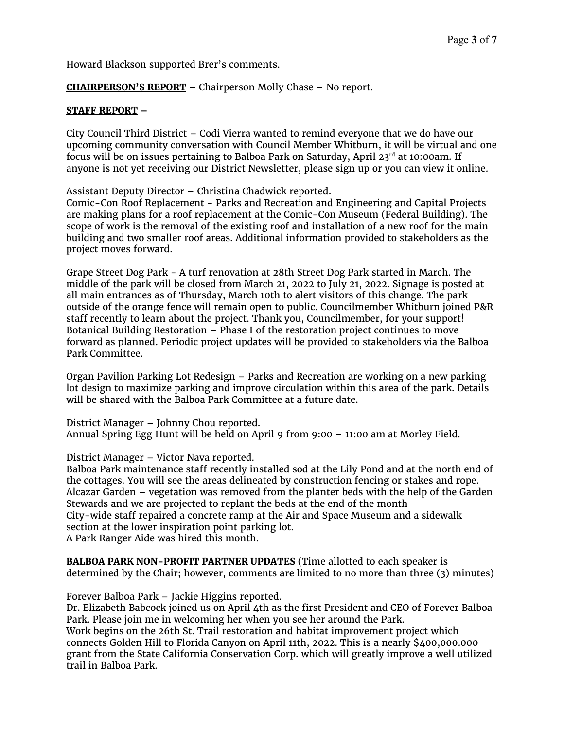Howard Blackson supported Brer's comments.

**<u>CHAIRPERSON'S REPORT</u>** – Chairperson Molly Chase – No report.

**<u>STAFF REPORT</u> –**

City Council Third District – Codi Vierra wanted to remind everyone that we do have our upcoming community conversation with Council Member Whitburn, it will be virtual and one focus will be on issues pertaining to Balboa Park on Saturday, April 23rd at 10:00am. If anyone is not yet receiving our District Newsletter, please sign up or you can view it online.

Assistant Deputy Director – Christina Chadwick reported.
Comic-Con Roof Replacement - Parks and Recreation and Engineering and Capital Projects are making plans for a roof replacement at the Comic-Con Museum (Federal Building). The scope of work is the removal of the existing roof and installation of a new roof for the main building and two smaller roof areas. Additional information provided to stakeholders as the project moves forward.

Grape Street Dog Park - A turf renovation at 28th Street Dog Park started in March. The middle of the park will be closed from March 21, 2022 to July 21, 2022. Signage is posted at all main entrances as of Thursday, March 10th to alert visitors of this change. The park outside of the orange fence will remain open to public. Councilmember Whitburn joined P&R staff recently to learn about the project. Thank you, Councilmember, for your support!
Botanical Building Restoration – Phase I of the restoration project continues to move forward as planned. Periodic project updates will be provided to stakeholders via the Balboa Park Committee.

Organ Pavilion Parking Lot Redesign – Parks and Recreation are working on a new parking lot design to maximize parking and improve circulation within this area of the park. Details will be shared with the Balboa Park Committee at a future date.

District Manager – Johnny Chou reported.
Annual Spring Egg Hunt will be held on April 9 from 9:00 – 11:00 am at Morley Field.

District Manager – Victor Nava reported.
Balboa Park maintenance staff recently installed sod at the Lily Pond and at the north end of the cottages. You will see the areas delineated by construction fencing or stakes and rope.
Alcazar Garden – vegetation was removed from the planter beds with the help of the Garden Stewards and we are projected to replant the beds at the end of the month
City-wide staff repaired a concrete ramp at the Air and Space Museum and a sidewalk section at the lower inspiration point parking lot.
A Park Ranger Aide was hired this month.

**<u>BALBOA PARK NON-PROFIT PARTNER UPDATES</u>** (Time allotted to each speaker is determined by the Chair; however, comments are limited to no more than three (3) minutes)

Forever Balboa Park – Jackie Higgins reported.
Dr. Elizabeth Babcock joined us on April 4th as the first President and CEO of Forever Balboa Park. Please join me in welcoming her when you see her around the Park.
Work begins on the 26th St. Trail restoration and habitat improvement project which connects Golden Hill to Florida Canyon on April 11th, 2022. This is a nearly $400,000.000 grant from the State California Conservation Corp. which will greatly improve a well utilized trail in Balboa Park.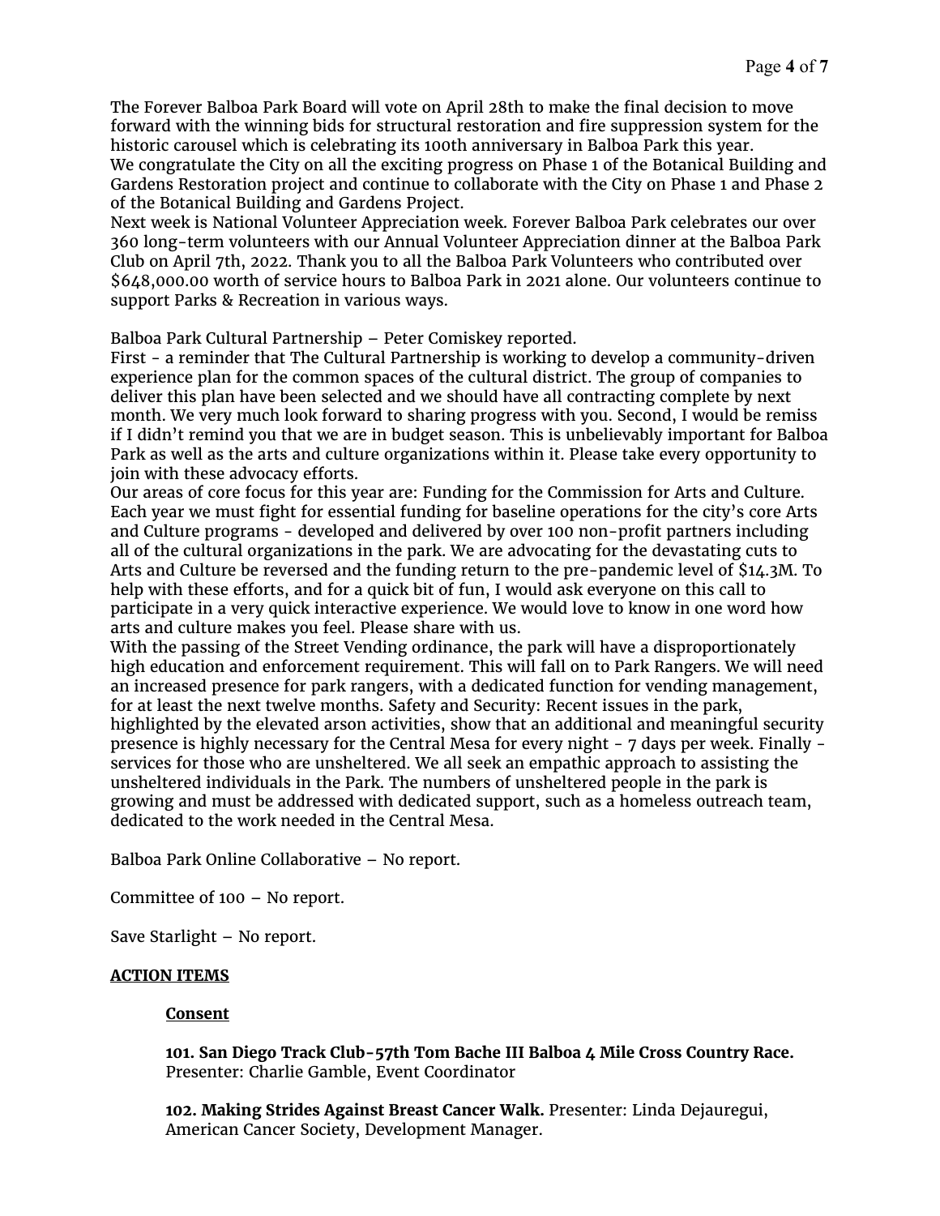The Forever Balboa Park Board will vote on April 28th to make the final decision to move forward with the winning bids for structural restoration and fire suppression system for the historic carousel which is celebrating its 100th anniversary in Balboa Park this year.
We congratulate the City on all the exciting progress on Phase 1 of the Botanical Building and Gardens Restoration project and continue to collaborate with the City on Phase 1 and Phase 2 of the Botanical Building and Gardens Project.
Next week is National Volunteer Appreciation week. Forever Balboa Park celebrates our over 360 long-term volunteers with our Annual Volunteer Appreciation dinner at the Balboa Park Club on April 7th, 2022. Thank you to all the Balboa Park Volunteers who contributed over $648,000.00 worth of service hours to Balboa Park in 2021 alone. Our volunteers continue to support Parks & Recreation in various ways.

Balboa Park Cultural Partnership – Peter Comiskey reported.
First - a reminder that The Cultural Partnership is working to develop a community-driven experience plan for the common spaces of the cultural district. The group of companies to deliver this plan have been selected and we should have all contracting complete by next month. We very much look forward to sharing progress with you. Second, I would be remiss if I didn't remind you that we are in budget season. This is unbelievably important for Balboa Park as well as the arts and culture organizations within it. Please take every opportunity to join with these advocacy efforts.
Our areas of core focus for this year are: Funding for the Commission for Arts and Culture. Each year we must fight for essential funding for baseline operations for the city's core Arts and Culture programs - developed and delivered by over 100 non-profit partners including all of the cultural organizations in the park. We are advocating for the devastating cuts to Arts and Culture be reversed and the funding return to the pre-pandemic level of $14.3M. To help with these efforts, and for a quick bit of fun, I would ask everyone on this call to participate in a very quick interactive experience. We would love to know in one word how arts and culture makes you feel. Please share with us.
With the passing of the Street Vending ordinance, the park will have a disproportionately high education and enforcement requirement. This will fall on to Park Rangers. We will need an increased presence for park rangers, with a dedicated function for vending management, for at least the next twelve months. Safety and Security: Recent issues in the park, highlighted by the elevated arson activities, show that an additional and meaningful security presence is highly necessary for the Central Mesa for every night - 7 days per week. Finally - services for those who are unsheltered. We all seek an empathic approach to assisting the unsheltered individuals in the Park. The numbers of unsheltered people in the park is growing and must be addressed with dedicated support, such as a homeless outreach team, dedicated to the work needed in the Central Mesa.

Balboa Park Online Collaborative – No report.

Committee of 100 – No report.

Save Starlight – No report.

## ACTION ITEMS

### Consent

**101. San Diego Track Club-57th Tom Bache III Balboa 4 Mile Cross Country Race.** Presenter: Charlie Gamble, Event Coordinator

**102. Making Strides Against Breast Cancer Walk.** Presenter: Linda Dejauregui, American Cancer Society, Development Manager.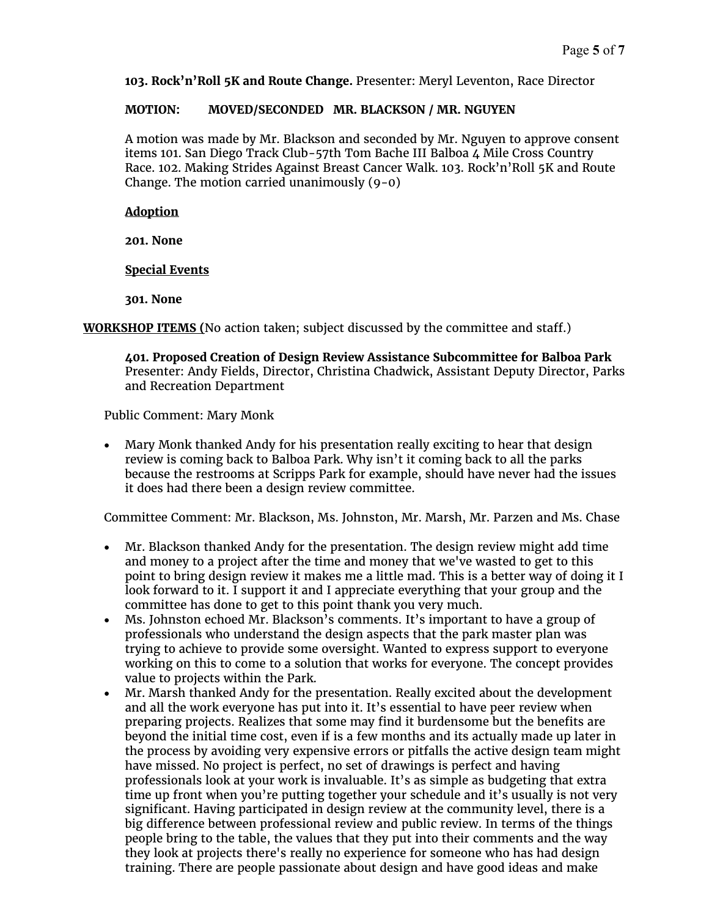**103. Rock’n’Roll 5K and Route Change.** Presenter: Meryl Leventon, Race Director

**MOTION: MOVED/SECONDED MR. BLACKSON / MR. NGUYEN**

A motion was made by Mr. Blackson and seconded by Mr. Nguyen to approve consent items 101. San Diego Track Club-57th Tom Bache III Balboa 4 Mile Cross Country Race. 102. Making Strides Against Breast Cancer Walk. 103. Rock’n’Roll 5K and Route Change. The motion carried unanimously (9-0)

**Adoption**

**201. None**

**Special Events**

**301. None**

**WORKSHOP ITEMS (**No action taken; subject discussed by the committee and staff.)

**401. Proposed Creation of Design Review Assistance Subcommittee for Balboa Park**
Presenter: Andy Fields, Director, Christina Chadwick, Assistant Deputy Director, Parks and Recreation Department

Public Comment: Mary Monk

- Mary Monk thanked Andy for his presentation really exciting to hear that design review is coming back to Balboa Park. Why isn’t it coming back to all the parks because the restrooms at Scripps Park for example, should have never had the issues it does had there been a design review committee.

Committee Comment: Mr. Blackson, Ms. Johnston, Mr. Marsh, Mr. Parzen and Ms. Chase

- Mr. Blackson thanked Andy for the presentation. The design review might add time and money to a project after the time and money that we've wasted to get to this point to bring design review it makes me a little mad. This is a better way of doing it I look forward to it. I support it and I appreciate everything that your group and the committee has done to get to this point thank you very much.
- Ms. Johnston echoed Mr. Blackson’s comments. It’s important to have a group of professionals who understand the design aspects that the park master plan was trying to achieve to provide some oversight. Wanted to express support to everyone working on this to come to a solution that works for everyone. The concept provides value to projects within the Park.
- Mr. Marsh thanked Andy for the presentation. Really excited about the development and all the work everyone has put into it. It’s essential to have peer review when preparing projects. Realizes that some may find it burdensome but the benefits are beyond the initial time cost, even if is a few months and its actually made up later in the process by avoiding very expensive errors or pitfalls the active design team might have missed. No project is perfect, no set of drawings is perfect and having professionals look at your work is invaluable. It’s as simple as budgeting that extra time up front when you’re putting together your schedule and it’s usually is not very significant. Having participated in design review at the community level, there is a big difference between professional review and public review. In terms of the things people bring to the table, the values that they put into their comments and the way they look at projects there's really no experience for someone who has had design training. There are people passionate about design and have good ideas and make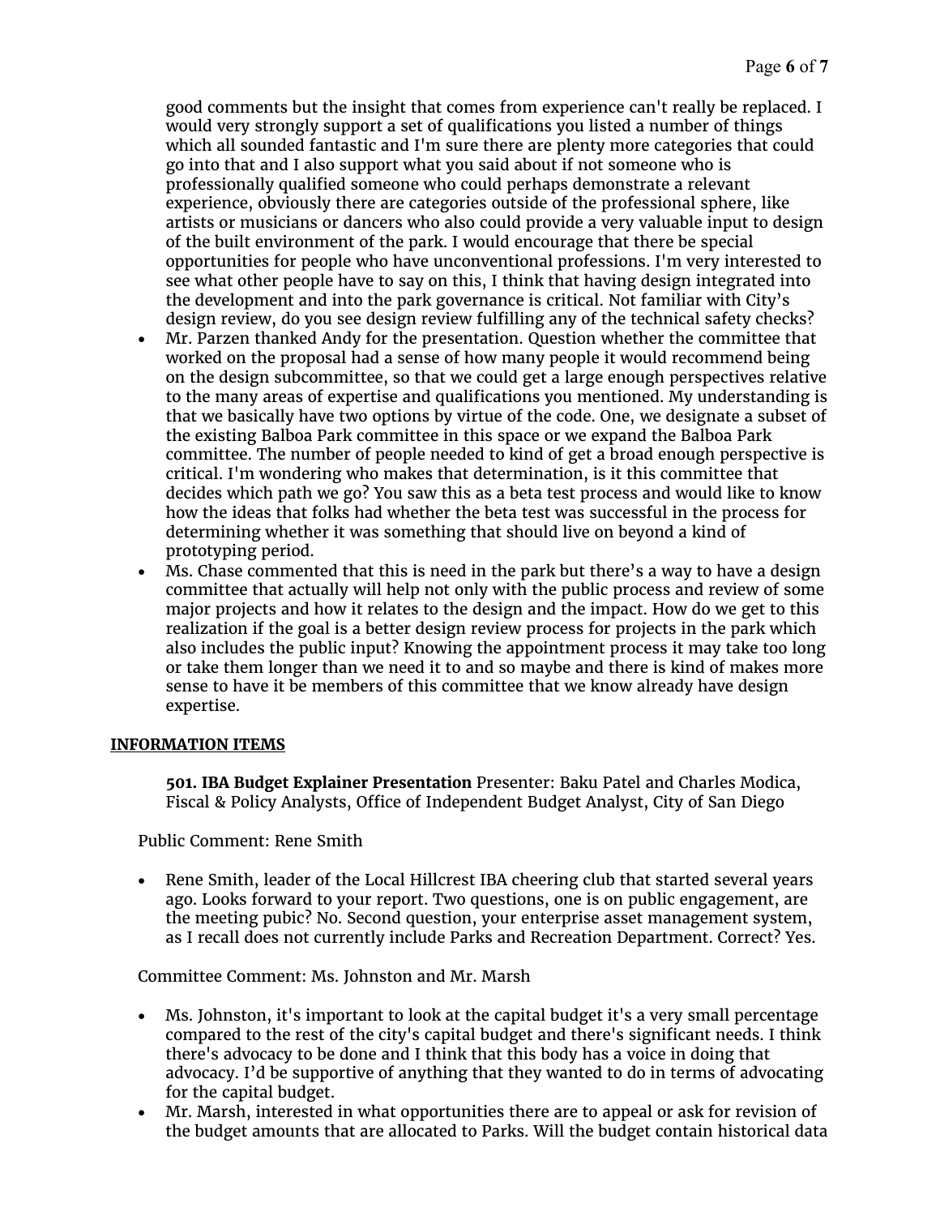good comments but the insight that comes from experience can't really be replaced. I would very strongly support a set of qualifications you listed a number of things which all sounded fantastic and I'm sure there are plenty more categories that could go into that and I also support what you said about if not someone who is professionally qualified someone who could perhaps demonstrate a relevant experience, obviously there are categories outside of the professional sphere, like artists or musicians or dancers who also could provide a very valuable input to design of the built environment of the park. I would encourage that there be special opportunities for people who have unconventional professions. I'm very interested to see what other people have to say on this, I think that having design integrated into the development and into the park governance is critical. Not familiar with City's design review, do you see design review fulfilling any of the technical safety checks?

- Mr. Parzen thanked Andy for the presentation. Question whether the committee that worked on the proposal had a sense of how many people it would recommend being on the design subcommittee, so that we could get a large enough perspectives relative to the many areas of expertise and qualifications you mentioned. My understanding is that we basically have two options by virtue of the code. One, we designate a subset of the existing Balboa Park committee in this space or we expand the Balboa Park committee. The number of people needed to kind of get a broad enough perspective is critical. I'm wondering who makes that determination, is it this committee that decides which path we go? You saw this as a beta test process and would like to know how the ideas that folks had whether the beta test was successful in the process for determining whether it was something that should live on beyond a kind of prototyping period.
- Ms. Chase commented that this is need in the park but there's a way to have a design committee that actually will help not only with the public process and review of some major projects and how it relates to the design and the impact. How do we get to this realization if the goal is a better design review process for projects in the park which also includes the public input? Knowing the appointment process it may take too long or take them longer than we need it to and so maybe and there is kind of makes more sense to have it be members of this committee that we know already have design expertise.

**INFORMATION ITEMS**

**501. IBA Budget Explainer Presentation** Presenter: Baku Patel and Charles Modica, Fiscal & Policy Analysts, Office of Independent Budget Analyst, City of San Diego

Public Comment: Rene Smith

- Rene Smith, leader of the Local Hillcrest IBA cheering club that started several years ago. Looks forward to your report. Two questions, one is on public engagement, are the meeting pubic? No. Second question, your enterprise asset management system, as I recall does not currently include Parks and Recreation Department. Correct? Yes.

Committee Comment: Ms. Johnston and Mr. Marsh

- Ms. Johnston, it's important to look at the capital budget it's a very small percentage compared to the rest of the city's capital budget and there's significant needs. I think there's advocacy to be done and I think that this body has a voice in doing that advocacy. I'd be supportive of anything that they wanted to do in terms of advocating for the capital budget.
- Mr. Marsh, interested in what opportunities there are to appeal or ask for revision of the budget amounts that are allocated to Parks. Will the budget contain historical data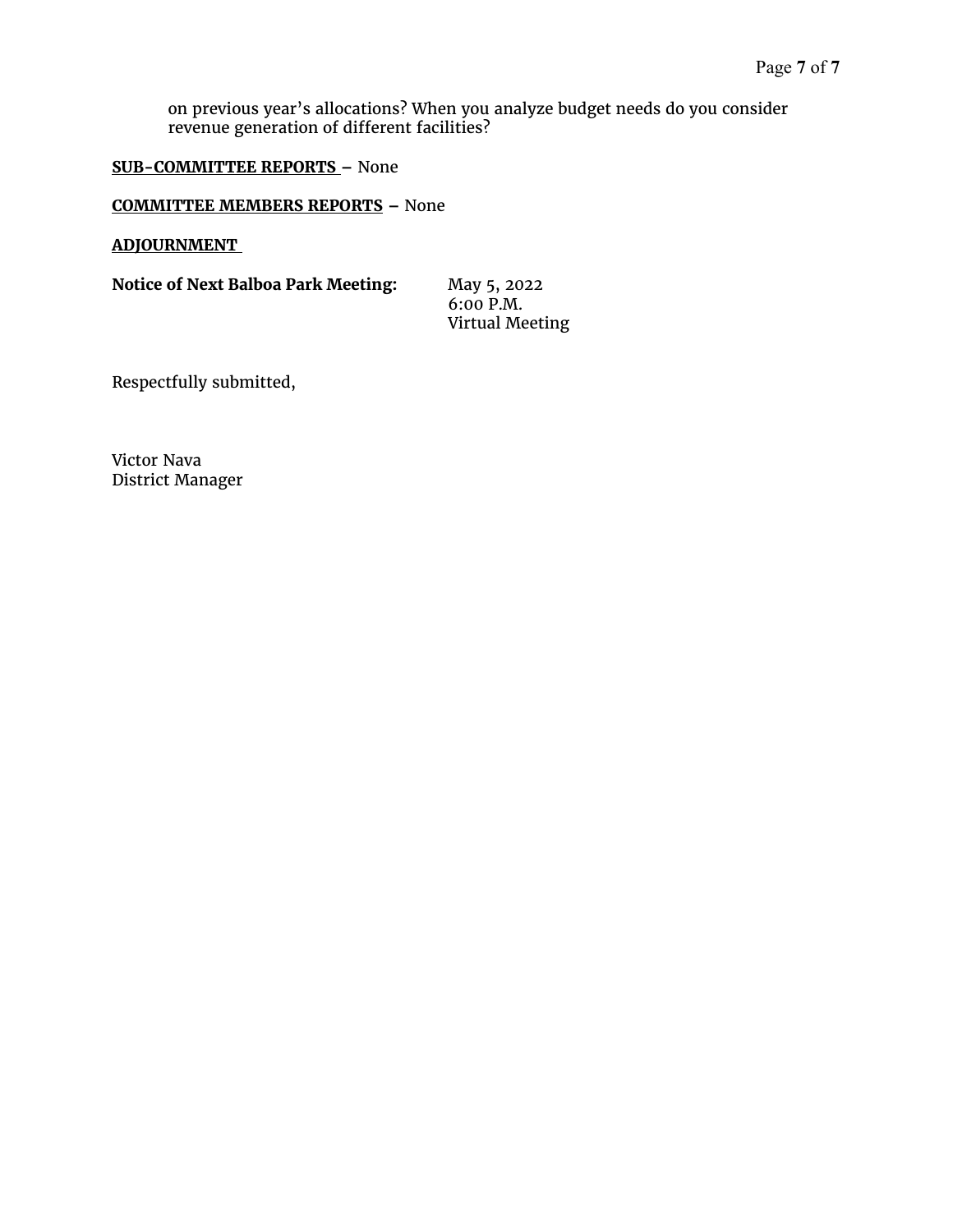on previous year's allocations? When you analyze budget needs do you consider revenue generation of different facilities?

**SUB-COMMITTEE REPORTS** – None

**COMMITTEE MEMBERS REPORTS** – None

**ADJOURNMENT**

**Notice of Next Balboa Park Meeting:** May 5, 2022
6:00 P.M.
Virtual Meeting

Respectfully submitted,

Victor Nava
District Manager